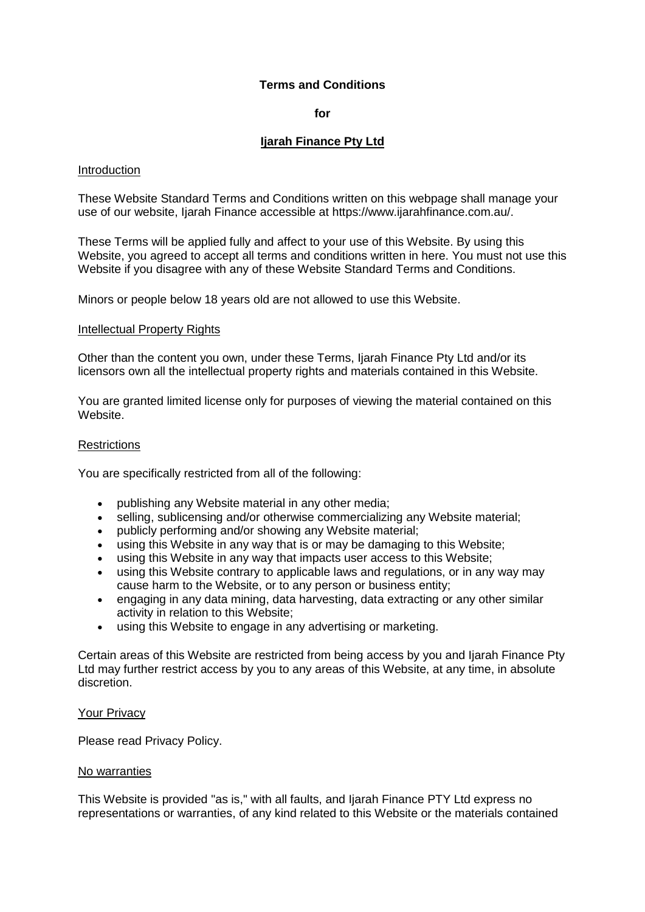**Terms and Conditions**

**for**

# Ijarah Finance Pty Ltd

## Introduction

These Website Standard Terms and Conditions written on this webpage shall manage your use of our website, Ijarah Finance accessible at https://www.ijarahfinance.com.au/.

These Terms will be applied fully and affect to your use of this Website. By using this Website, you agreed to accept all terms and conditions written in here. You must not use this Website if you disagree with any of these Website Standard Terms and Conditions.

Minors or people below 18 years old are not allowed to use this Website.

## Intellectual Property Rights

Other than the content you own, under these Terms, Ijarah Finance Pty Ltd and/or its licensors own all the intellectual property rights and materials contained in this Website.

You are granted limited license only for purposes of viewing the material contained on this Website.

## Restrictions

You are specifically restricted from all of the following:

- publishing any Website material in any other media;
- selling, sublicensing and/or otherwise commercializing any Website material;
- publicly performing and/or showing any Website material;
- using this Website in any way that is or may be damaging to this Website;
- using this Website in any way that impacts user access to this Website;
- using this Website contrary to applicable laws and regulations, or in any way may cause harm to the Website, or to any person or business entity;
- engaging in any data mining, data harvesting, data extracting or any other similar activity in relation to this Website;
- using this Website to engage in any advertising or marketing.

Certain areas of this Website are restricted from being access by you and Ijarah Finance Pty Ltd may further restrict access by you to any areas of this Website, at any time, in absolute discretion.

## Your Privacy

Please read Privacy Policy.

## No warranties

This Website is provided "as is," with all faults, and Ijarah Finance PTY Ltd express no representations or warranties, of any kind related to this Website or the materials contained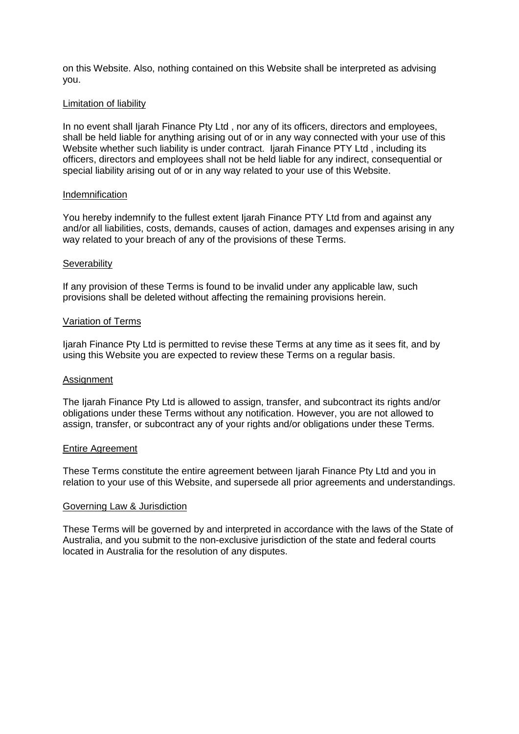on this Website. Also, nothing contained on this Website shall be interpreted as advising you.

## Limitation of liability

In no event shall Ijarah Finance Pty Ltd , nor any of its officers, directors and employees, shall be held liable for anything arising out of or in any way connected with your use of this Website whether such liability is under contract. Ijarah Finance PTY Ltd , including its officers, directors and employees shall not be held liable for any indirect, consequential or special liability arising out of or in any way related to your use of this Website.

## Indemnification

You hereby indemnify to the fullest extent Ijarah Finance PTY Ltd from and against any and/or all liabilities, costs, demands, causes of action, damages and expenses arising in any way related to your breach of any of the provisions of these Terms.

## Severability

If any provision of these Terms is found to be invalid under any applicable law, such provisions shall be deleted without affecting the remaining provisions herein.

## Variation of Terms

Ijarah Finance Pty Ltd is permitted to revise these Terms at any time as it sees fit, and by using this Website you are expected to review these Terms on a regular basis.

## Assignment

The Ijarah Finance Pty Ltd is allowed to assign, transfer, and subcontract its rights and/or obligations under these Terms without any notification. However, you are not allowed to assign, transfer, or subcontract any of your rights and/or obligations under these Terms.

## Entire Agreement

These Terms constitute the entire agreement between Ijarah Finance Pty Ltd and you in relation to your use of this Website, and supersede all prior agreements and understandings.

## Governing Law & Jurisdiction

These Terms will be governed by and interpreted in accordance with the laws of the State of Australia, and you submit to the non-exclusive jurisdiction of the state and federal courts located in Australia for the resolution of any disputes.